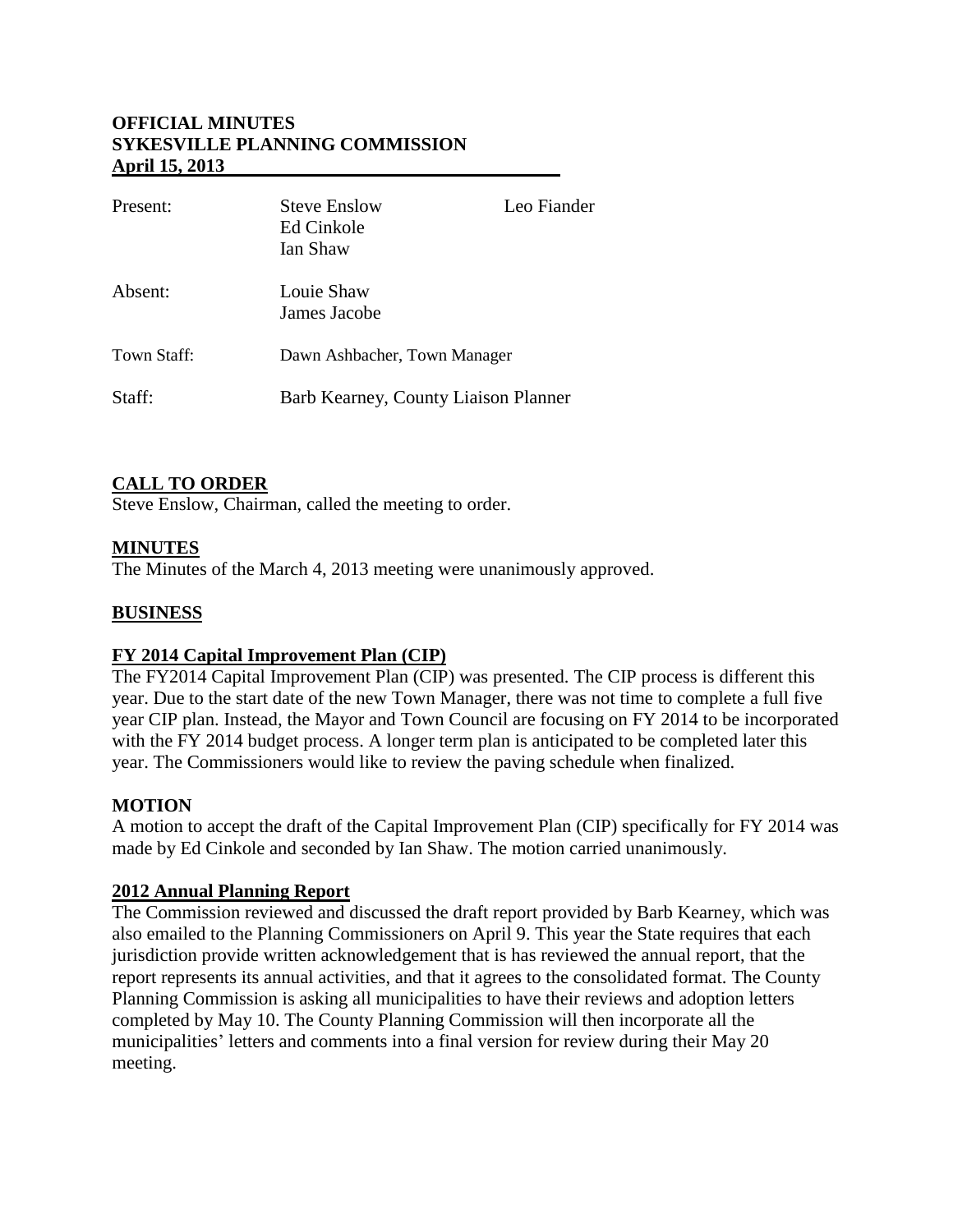**OFFICIAL MINUTES**
**SYKESVILLE PLANNING COMMISSION**
**April 15, 2013**

| | | |
|---|---|---|
| Present: | Steve Enslow<br>Ed Cinkole<br>Ian Shaw | Leo Fiander |
| Absent: | Louie Shaw<br>James Jacobe | |
| Town Staff: | Dawn Ashbacher, Town Manager | |
| Staff: | Barb Kearney, County Liaison Planner | |

## CALL TO ORDER

Steve Enslow, Chairman, called the meeting to order.

## MINUTES

The Minutes of the March 4, 2013 meeting were unanimously approved.

## BUSINESS

### FY 2014 Capital Improvement Plan (CIP)

The FY2014 Capital Improvement Plan (CIP) was presented. The CIP process is different this year. Due to the start date of the new Town Manager, there was not time to complete a full five year CIP plan. Instead, the Mayor and Town Council are focusing on FY 2014 to be incorporated with the FY 2014 budget process. A longer term plan is anticipated to be completed later this year. The Commissioners would like to review the paving schedule when finalized.

**MOTION**

A motion to accept the draft of the Capital Improvement Plan (CIP) specifically for FY 2014 was made by Ed Cinkole and seconded by Ian Shaw. The motion carried unanimously.

### 2012 Annual Planning Report

The Commission reviewed and discussed the draft report provided by Barb Kearney, which was also emailed to the Planning Commissioners on April 9. This year the State requires that each jurisdiction provide written acknowledgement that is has reviewed the annual report, that the report represents its annual activities, and that it agrees to the consolidated format. The County Planning Commission is asking all municipalities to have their reviews and adoption letters completed by May 10. The County Planning Commission will then incorporate all the municipalities' letters and comments into a final version for review during their May 20 meeting.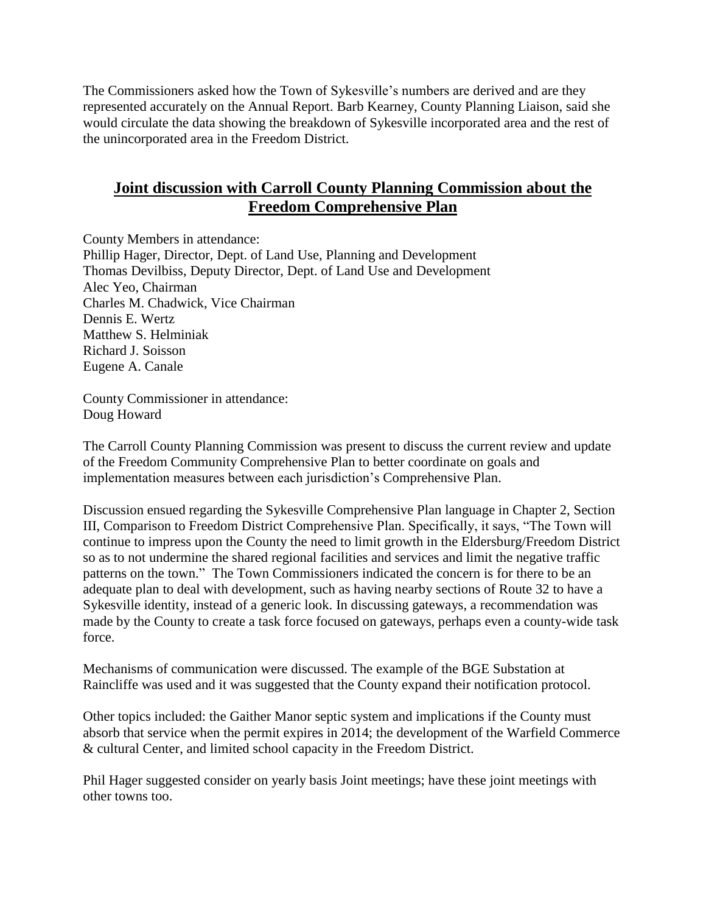The Commissioners asked how the Town of Sykesville's numbers are derived and are they represented accurately on the Annual Report. Barb Kearney, County Planning Liaison, said she would circulate the data showing the breakdown of Sykesville incorporated area and the rest of the unincorporated area in the Freedom District.

## Joint discussion with Carroll County Planning Commission about the Freedom Comprehensive Plan

County Members in attendance:
Phillip Hager, Director, Dept. of Land Use, Planning and Development
Thomas Devilbiss, Deputy Director, Dept. of Land Use and Development
Alec Yeo, Chairman
Charles M. Chadwick, Vice Chairman
Dennis E. Wertz
Matthew S. Helminiak
Richard J. Soisson
Eugene A. Canale

County Commissioner in attendance:
Doug Howard

The Carroll County Planning Commission was present to discuss the current review and update of the Freedom Community Comprehensive Plan to better coordinate on goals and implementation measures between each jurisdiction's Comprehensive Plan.

Discussion ensued regarding the Sykesville Comprehensive Plan language in Chapter 2, Section III, Comparison to Freedom District Comprehensive Plan. Specifically, it says, "The Town will continue to impress upon the County the need to limit growth in the Eldersburg/Freedom District so as to not undermine the shared regional facilities and services and limit the negative traffic patterns on the town." The Town Commissioners indicated the concern is for there to be an adequate plan to deal with development, such as having nearby sections of Route 32 to have a Sykesville identity, instead of a generic look. In discussing gateways, a recommendation was made by the County to create a task force focused on gateways, perhaps even a county-wide task force.

Mechanisms of communication were discussed. The example of the BGE Substation at Raincliffe was used and it was suggested that the County expand their notification protocol.

Other topics included: the Gaither Manor septic system and implications if the County must absorb that service when the permit expires in 2014; the development of the Warfield Commerce & cultural Center, and limited school capacity in the Freedom District.

Phil Hager suggested consider on yearly basis Joint meetings; have these joint meetings with other towns too.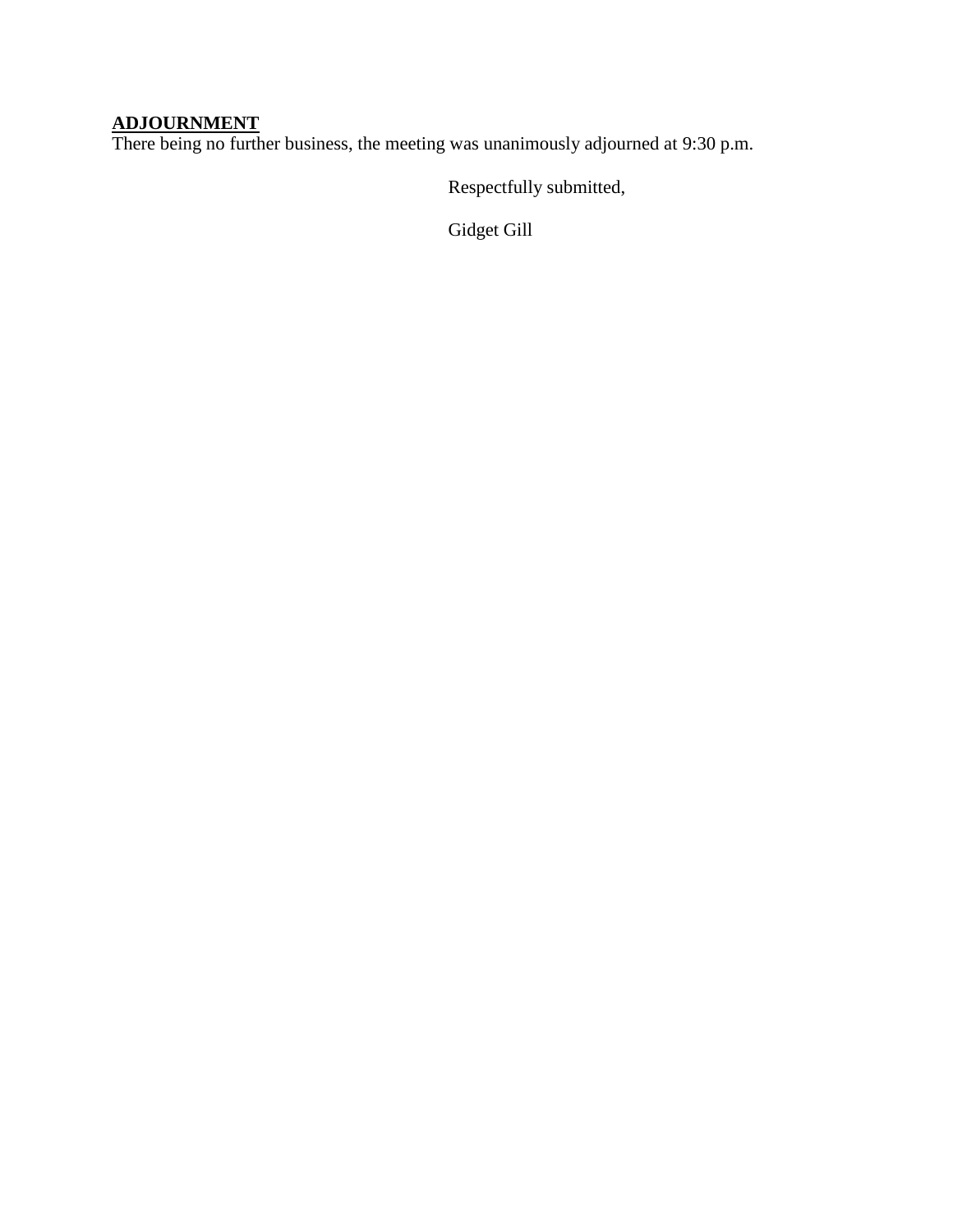**ADJOURNMENT**

There being no further business, the meeting was unanimously adjourned at 9:30 p.m.

Respectfully submitted,

Gidget Gill